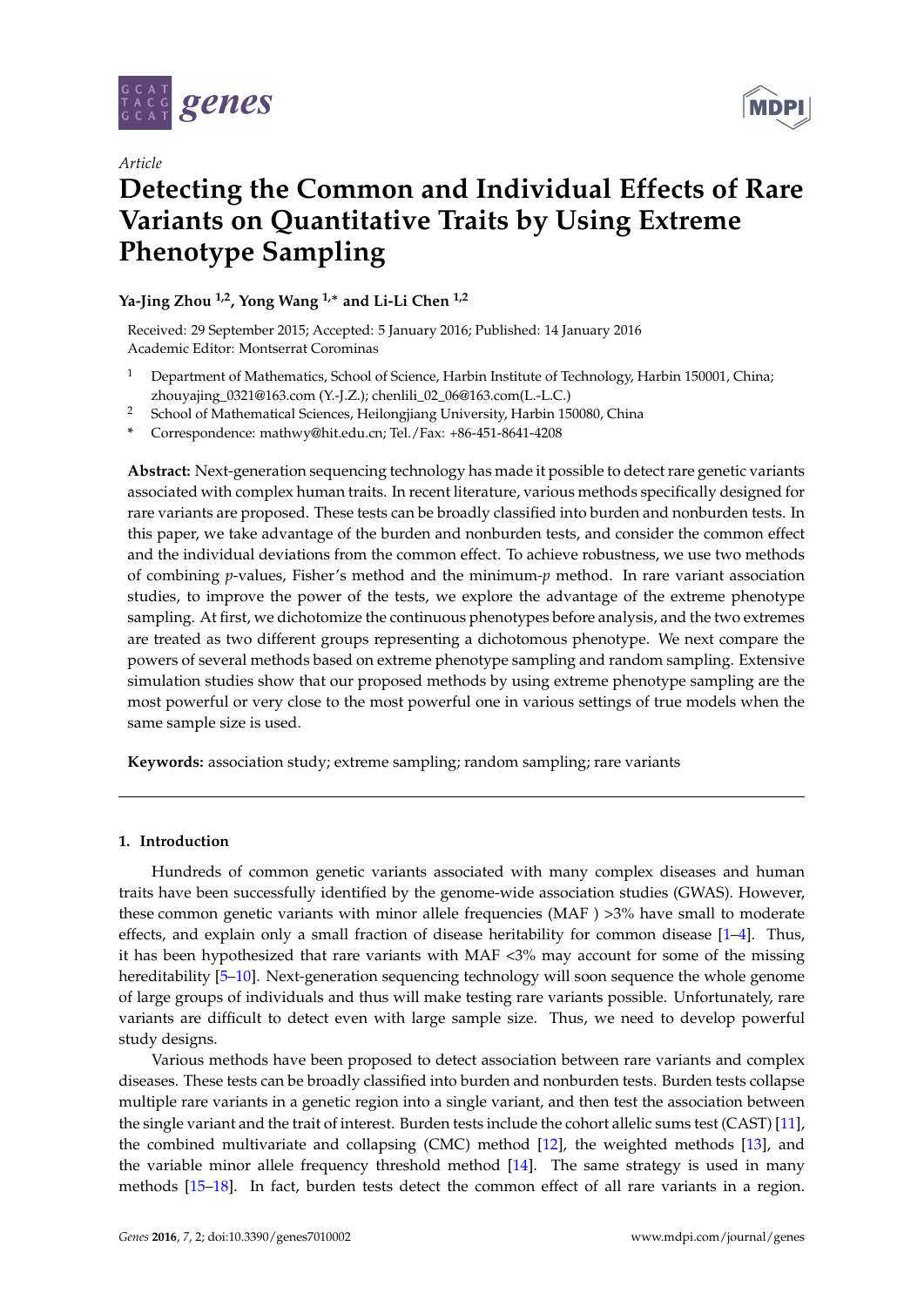*Article*

# Detecting the Common and Individual Effects of Rare Variants on Quantitative Traits by Using Extreme Phenotype Sampling

**Ya-Jing Zhou [1,2], Yong Wang [1,*] and Li-Li Chen [1,2]**

Received: 29 September 2015; Accepted: 5 January 2016; Published: 14 January 2016
Academic Editor: Montserrat Corominas

[1] Department of Mathematics, School of Science, Harbin Institute of Technology, Harbin 150001, China; zhouyajing_0321@163.com (Y.-J.Z.); chenlili_02_06@163.com(L.-L.C.)

[2] School of Mathematical Sciences, Heilongjiang University, Harbin 150080, China

\* Correspondence: mathwy@hit.edu.cn; Tel./Fax: +86-451-8641-4208

**Abstract:** Next-generation sequencing technology has made it possible to detect rare genetic variants associated with complex human traits. In recent literature, various methods specifically designed for rare variants are proposed. These tests can be broadly classified into burden and nonburden tests. In this paper, we take advantage of the burden and nonburden tests, and consider the common effect and the individual deviations from the common effect. To achieve robustness, we use two methods of combining *p*-values, Fisher's method and the minimum-*p* method. In rare variant association studies, to improve the power of the tests, we explore the advantage of the extreme phenotype sampling. At first, we dichotomize the continuous phenotypes before analysis, and the two extremes are treated as two different groups representing a dichotomous phenotype. We next compare the powers of several methods based on extreme phenotype sampling and random sampling. Extensive simulation studies show that our proposed methods by using extreme phenotype sampling are the most powerful or very close to the most powerful one in various settings of true models when the same sample size is used.

**Keywords:** association study; extreme sampling; random sampling; rare variants

## 1. Introduction

Hundreds of common genetic variants associated with many complex diseases and human traits have been successfully identified by the genome-wide association studies (GWAS). However, these common genetic variants with minor allele frequencies (MAF ) >3% have small to moderate effects, and explain only a small fraction of disease heritability for common disease [1–4]. Thus, it has been hypothesized that rare variants with MAF <3% may account for some of the missing hereditability [5–10]. Next-generation sequencing technology will soon sequence the whole genome of large groups of individuals and thus will make testing rare variants possible. Unfortunately, rare variants are difficult to detect even with large sample size. Thus, we need to develop powerful study designs.

Various methods have been proposed to detect association between rare variants and complex diseases. These tests can be broadly classified into burden and nonburden tests. Burden tests collapse multiple rare variants in a genetic region into a single variant, and then test the association between the single variant and the trait of interest. Burden tests include the cohort allelic sums test (CAST) [11], the combined multivariate and collapsing (CMC) method [12], the weighted methods [13], and the variable minor allele frequency threshold method [14]. The same strategy is used in many methods [15–18]. In fact, burden tests detect the common effect of all rare variants in a region.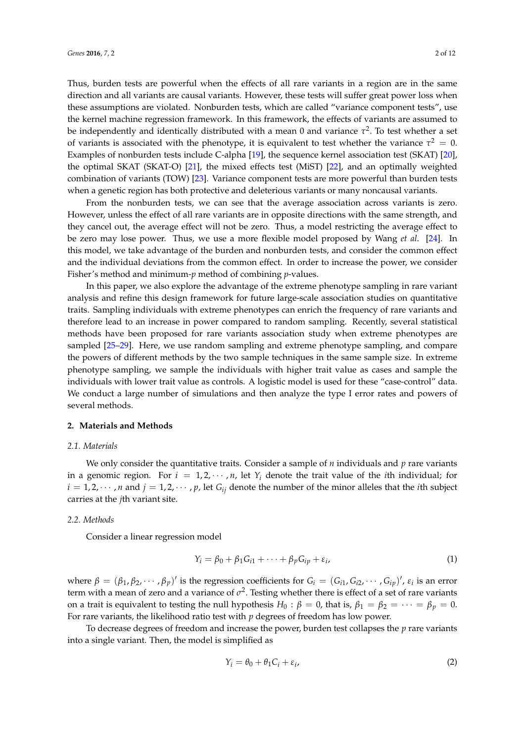Thus, burden tests are powerful when the effects of all rare variants in a region are in the same direction and all variants are causal variants. However, these tests will suffer great power loss when these assumptions are violated. Nonburden tests, which are called "variance component tests", use the kernel machine regression framework. In this framework, the effects of variants are assumed to be independently and identically distributed with a mean 0 and variance $\tau^2$. To test whether a set of variants is associated with the phenotype, it is equivalent to test whether the variance $\tau^2 = 0$. Examples of nonburden tests include C-alpha [19], the sequence kernel association test (SKAT) [20], the optimal SKAT (SKAT-O) [21], the mixed effects test (MiST) [22], and an optimally weighted combination of variants (TOW) [23]. Variance component tests are more powerful than burden tests when a genetic region has both protective and deleterious variants or many noncausal variants.

From the nonburden tests, we can see that the average association across variants is zero. However, unless the effect of all rare variants are in opposite directions with the same strength, and they cancel out, the average effect will not be zero. Thus, a model restricting the average effect to be zero may lose power. Thus, we use a more flexible model proposed by Wang *et al*. [24]. In this model, we take advantage of the burden and nonburden tests, and consider the common effect and the individual deviations from the common effect. In order to increase the power, we consider Fisher's method and minimum-*p* method of combining *p*-values.

In this paper, we also explore the advantage of the extreme phenotype sampling in rare variant analysis and refine this design framework for future large-scale association studies on quantitative traits. Sampling individuals with extreme phenotypes can enrich the frequency of rare variants and therefore lead to an increase in power compared to random sampling. Recently, several statistical methods have been proposed for rare variants association study when extreme phenotypes are sampled [25–29]. Here, we use random sampling and extreme phenotype sampling, and compare the powers of different methods by the two sample techniques in the same sample size. In extreme phenotype sampling, we sample the individuals with higher trait value as cases and sample the individuals with lower trait value as controls. A logistic model is used for these "case-control" data. We conduct a large number of simulations and then analyze the type I error rates and powers of several methods.

## 2. Materials and Methods

### 2.1. Materials

We only consider the quantitative traits. Consider a sample of $n$ individuals and $p$ rare variants in a genomic region. For $i = 1, 2, \cdots, n$, let $Y_i$ denote the trait value of the $i$th individual; for $i = 1, 2, \cdots, n$ and $j = 1, 2, \cdots, p$, let $G_{ij}$ denote the number of the minor alleles that the $i$th subject carries at the $j$th variant site.

### 2.2. Methods

Consider a linear regression model

$$Y_i = \beta_0 + \beta_1 G_{i1} + \cdots + \beta_p G_{ip} + \varepsilon_i, \tag{1}$$

where $\beta = (\beta_1, \beta_2, \cdots, \beta_p)'$ is the regression coefficients for $G_i = (G_{i1}, G_{i2}, \cdots, G_{ip})'$, $\varepsilon_i$ is an error term with a mean of zero and a variance of $\sigma^2$. Testing whether there is effect of a set of rare variants on a trait is equivalent to testing the null hypothesis $H_0 : \beta = 0$, that is, $\beta_1 = \beta_2 = \cdots = \beta_p = 0$. For rare variants, the likelihood ratio test with $p$ degrees of freedom has low power.

To decrease degrees of freedom and increase the power, burden test collapses the $p$ rare variants into a single variant. Then, the model is simplified as

$$Y_i = \theta_0 + \theta_1 C_i + \varepsilon_i, \tag{2}$$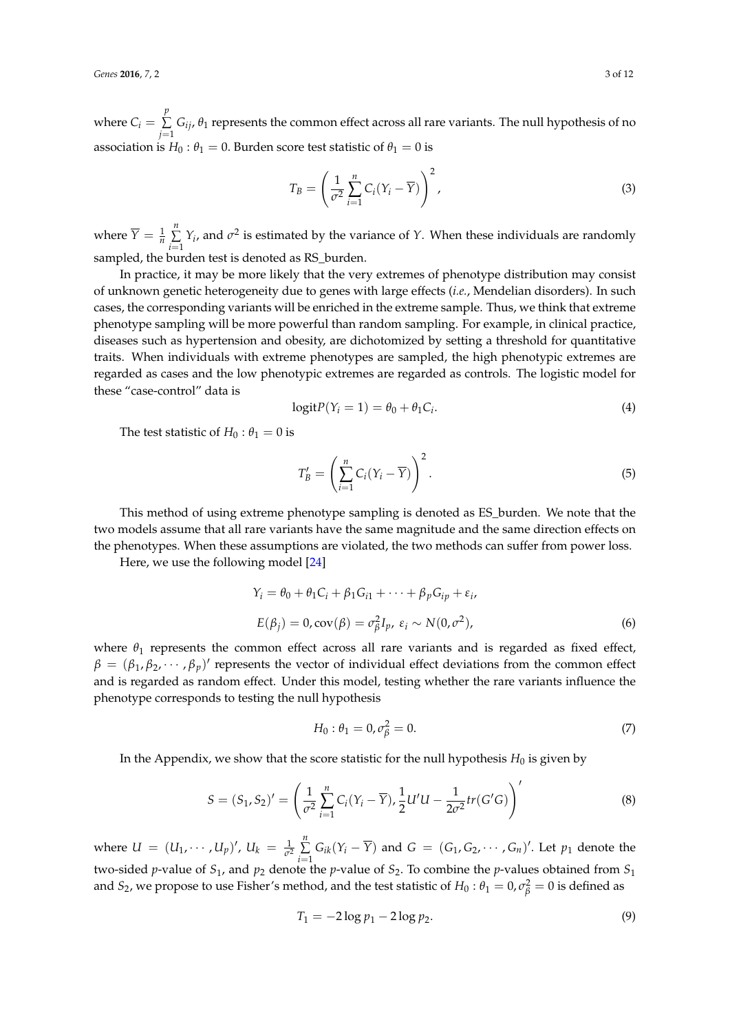where $C_i = \sum_{j=1}^{p} G_{ij}$, $\theta_1$ represents the common effect across all rare variants. The null hypothesis of no association is $H_0 : \theta_1 = 0$. Burden score test statistic of $\theta_1 = 0$ is

$$T_B = \left( \frac{1}{\sigma^2} \sum_{i=1}^{n} C_i (Y_i - \overline{Y}) \right)^2, \tag{3}$$

where $\overline{Y} = \frac{1}{n} \sum_{i=1}^{n} Y_i$, and $\sigma^2$ is estimated by the variance of $Y$. When these individuals are randomly sampled, the burden test is denoted as RS_burden.

In practice, it may be more likely that the very extremes of phenotype distribution may consist of unknown genetic heterogeneity due to genes with large effects (*i.e.*, Mendelian disorders). In such cases, the corresponding variants will be enriched in the extreme sample. Thus, we think that extreme phenotype sampling will be more powerful than random sampling. For example, in clinical practice, diseases such as hypertension and obesity, are dichotomized by setting a threshold for quantitative traits. When individuals with extreme phenotypes are sampled, the high phenotypic extremes are regarded as cases and the low phenotypic extremes are regarded as controls. The logistic model for these "case-control" data is

$$\text{logit} P(Y_i = 1) = \theta_0 + \theta_1 C_i. \tag{4}$$

The test statistic of $H_0 : \theta_1 = 0$ is

$$T_B' = \left( \sum_{i=1}^{n} C_i (Y_i - \overline{Y}) \right)^2. \tag{5}$$

This method of using extreme phenotype sampling is denoted as ES_burden. We note that the two models assume that all rare variants have the same magnitude and the same direction effects on the phenotypes. When these assumptions are violated, the two methods can suffer from power loss.

Here, we use the following model [24]

$$\begin{gathered} Y_i = \theta_0 + \theta_1 C_i + \beta_1 G_{i1} + \cdots + \beta_p G_{ip} + \varepsilon_i, \\ E(\beta_j) = 0, \text{cov}(\beta) = \sigma_\beta^2 I_p,\ \varepsilon_i \sim N(0, \sigma^2), \end{gathered} \tag{6}$$

where $\theta_1$ represents the common effect across all rare variants and is regarded as fixed effect, $\beta = (\beta_1, \beta_2, \cdots, \beta_p)'$ represents the vector of individual effect deviations from the common effect and is regarded as random effect. Under this model, testing whether the rare variants influence the phenotype corresponds to testing the null hypothesis

$$H_0 : \theta_1 = 0, \sigma_\beta^2 = 0. \tag{7}$$

In the Appendix, we show that the score statistic for the null hypothesis $H_0$ is given by

$$S = (S_1, S_2)' = \left( \frac{1}{\sigma^2} \sum_{i=1}^{n} C_i (Y_i - \overline{Y}), \frac{1}{2} U'U - \frac{1}{2\sigma^2} tr(G'G) \right)' \tag{8}$$

where $U = (U_1, \cdots, U_p)'$, $U_k = \frac{1}{\sigma^2} \sum_{i=1}^{n} G_{ik} (Y_i - \overline{Y})$ and $G = (G_1, G_2, \cdots, G_n)'$. Let $p_1$ denote the two-sided $p$-value of $S_1$, and $p_2$ denote the $p$-value of $S_2$. To combine the $p$-values obtained from $S_1$ and $S_2$, we propose to use Fisher's method, and the test statistic of $H_0 : \theta_1 = 0, \sigma_\beta^2 = 0$ is defined as

$$T_1 = -2 \log p_1 - 2 \log p_2. \tag{9}$$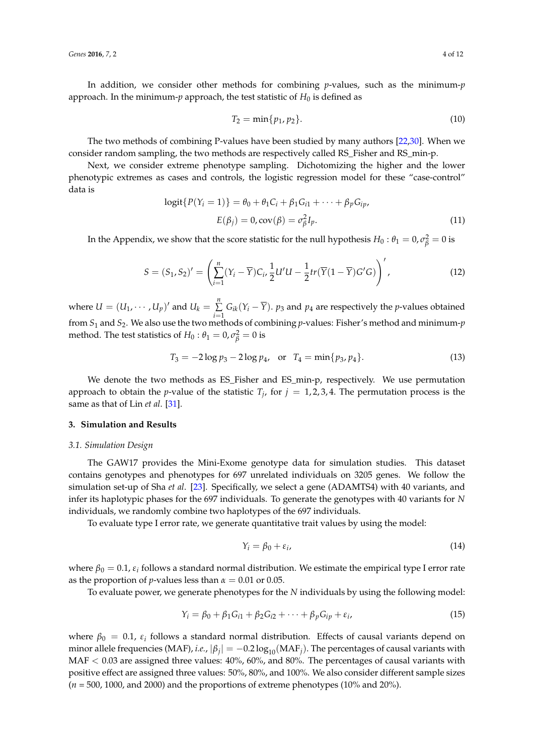In addition, we consider other methods for combining $p$-values, such as the minimum-$p$ approach. In the minimum-$p$ approach, the test statistic of $H_0$ is defined as

$$T_2 = \min\{p_1, p_2\}. \tag{10}$$

The two methods of combining P-values have been studied by many authors [22,30]. When we consider random sampling, the two methods are respectively called RS_Fisher and RS_min-p.

Next, we consider extreme phenotype sampling. Dichotomizing the higher and the lower phenotypic extremes as cases and controls, the logistic regression model for these "case-control" data is

$$\begin{aligned} \text{logit}\{P(Y_i = 1)\} &= \theta_0 + \theta_1 C_i + \beta_1 G_{i1} + \cdots + \beta_p G_{ip}, \\ E(\beta_j) &= 0, \text{cov}(\beta) = \sigma_\beta^2 I_p. \end{aligned} \tag{11}$$

In the Appendix, we show that the score statistic for the null hypothesis $H_0 : \theta_1 = 0, \sigma_\beta^2 = 0$ is

$$S = (S_1, S_2)' = \left( \sum_{i=1}^{n} (Y_i - \overline{Y}) C_i, \frac{1}{2} U'U - \frac{1}{2} tr(\overline{Y}(1 - \overline{Y}) G'G) \right)', \tag{12}$$

where $U = (U_1, \cdots, U_p)'$ and $U_k = \sum_{i=1}^{n} G_{ik}(Y_i - \overline{Y})$. $p_3$ and $p_4$ are respectively the $p$-values obtained from $S_1$ and $S_2$. We also use the two methods of combining $p$-values: Fisher's method and minimum-$p$ method. The test statistics of $H_0 : \theta_1 = 0, \sigma_\beta^2 = 0$ is

$$T_3 = -2 \log p_3 - 2 \log p_4, \quad \text{or} \quad T_4 = \min\{p_3, p_4\}. \tag{13}$$

We denote the two methods as ES_Fisher and ES_min-p, respectively. We use permutation approach to obtain the $p$-value of the statistic $T_j$, for $j = 1, 2, 3, 4$. The permutation process is the same as that of Lin *et al*. [31].

## 3. Simulation and Results

### 3.1. Simulation Design

The GAW17 provides the Mini-Exome genotype data for simulation studies. This dataset contains genotypes and phenotypes for 697 unrelated individuals on 3205 genes. We follow the simulation set-up of Sha *et al*. [23]. Specifically, we select a gene (ADAMTS4) with 40 variants, and infer its haplotypic phases for the 697 individuals. To generate the genotypes with 40 variants for $N$ individuals, we randomly combine two haplotypes of the 697 individuals.

To evaluate type I error rate, we generate quantitative trait values by using the model:

$$Y_i = \beta_0 + \varepsilon_i, \tag{14}$$

where $\beta_0 = 0.1$, $\varepsilon_i$ follows a standard normal distribution. We estimate the empirical type I error rate as the proportion of $p$-values less than $\alpha = 0.01$ or 0.05.

To evaluate power, we generate phenotypes for the $N$ individuals by using the following model:

$$Y_i = \beta_0 + \beta_1 G_{i1} + \beta_2 G_{i2} + \cdots + \beta_p G_{ip} + \varepsilon_i, \tag{15}$$

where $\beta_0 = 0.1$, $\varepsilon_i$ follows a standard normal distribution. Effects of causal variants depend on minor allele frequencies (MAF), *i.e.*, $|\beta_j| = -0.2 \log_{10}(\text{MAF}_j)$. The percentages of causal variants with MAF $< 0.03$ are assigned three values: 40%, 60%, and 80%. The percentages of causal variants with positive effect are assigned three values: 50%, 80%, and 100%. We also consider different sample sizes ($n$ = 500, 1000, and 2000) and the proportions of extreme phenotypes (10% and 20%).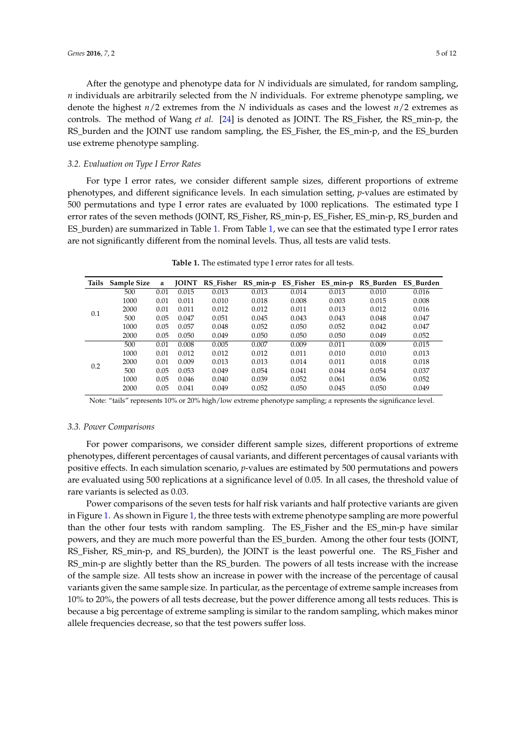After the genotype and phenotype data for $N$ individuals are simulated, for random sampling, $n$ individuals are arbitrarily selected from the $N$ individuals. For extreme phenotype sampling, we denote the highest $n/2$ extremes from the $N$ individuals as cases and the lowest $n/2$ extremes as controls. The method of Wang *et al.* [24] is denoted as JOINT. The RS_Fisher, the RS_min-p, the RS_burden and the JOINT use random sampling, the ES_Fisher, the ES_min-p, and the ES_burden use extreme phenotype sampling.

### 3.2. Evaluation on Type I Error Rates

For type I error rates, we consider different sample sizes, different proportions of extreme phenotypes, and different significance levels. In each simulation setting, $p$-values are estimated by 500 permutations and type I error rates are evaluated by 1000 replications. The estimated type I error rates of the seven methods (JOINT, RS_Fisher, RS_min-p, ES_Fisher, ES_min-p, RS_burden and ES_burden) are summarized in Table 1. From Table 1, we can see that the estimated type I error rates are not significantly different from the nominal levels. Thus, all tests are valid tests.

**Table 1.** The estimated type I error rates for all tests.

| Tails | Sample Size | $\alpha$ | JOINT | RS_Fisher | RS_min-p | ES_Fisher | ES_min-p | RS_Burden | ES_Burden |
|---|---|---|---|---|---|---|---|---|---|
| 0.1 | 500 | 0.01 | 0.015 | 0.013 | 0.013 | 0.014 | 0.013 | 0.010 | 0.016 |
| | 1000 | 0.01 | 0.011 | 0.010 | 0.018 | 0.008 | 0.003 | 0.015 | 0.008 |
| | 2000 | 0.01 | 0.011 | 0.012 | 0.012 | 0.011 | 0.013 | 0.012 | 0.016 |
| | 500 | 0.05 | 0.047 | 0.051 | 0.045 | 0.043 | 0.043 | 0.048 | 0.047 |
| | 1000 | 0.05 | 0.057 | 0.048 | 0.052 | 0.050 | 0.052 | 0.042 | 0.047 |
| | 2000 | 0.05 | 0.050 | 0.049 | 0.050 | 0.050 | 0.050 | 0.049 | 0.052 |
| 0.2 | 500 | 0.01 | 0.008 | 0.005 | 0.007 | 0.009 | 0.011 | 0.009 | 0.015 |
| | 1000 | 0.01 | 0.012 | 0.012 | 0.012 | 0.011 | 0.010 | 0.010 | 0.013 |
| | 2000 | 0.01 | 0.009 | 0.013 | 0.013 | 0.014 | 0.011 | 0.018 | 0.018 |
| | 500 | 0.05 | 0.053 | 0.049 | 0.054 | 0.041 | 0.044 | 0.054 | 0.037 |
| | 1000 | 0.05 | 0.046 | 0.040 | 0.039 | 0.052 | 0.061 | 0.036 | 0.052 |
| | 2000 | 0.05 | 0.041 | 0.049 | 0.052 | 0.050 | 0.045 | 0.050 | 0.049 |

Note: "tails" represents 10% or 20% high/low extreme phenotype sampling; $\alpha$ represents the significance level.

### 3.3. Power Comparisons

For power comparisons, we consider different sample sizes, different proportions of extreme phenotypes, different percentages of causal variants, and different percentages of causal variants with positive effects. In each simulation scenario, $p$-values are estimated by 500 permutations and powers are evaluated using 500 replications at a significance level of 0.05. In all cases, the threshold value of rare variants is selected as 0.03.

Power comparisons of the seven tests for half risk variants and half protective variants are given in Figure 1. As shown in Figure 1, the three tests with extreme phenotype sampling are more powerful than the other four tests with random sampling. The ES_Fisher and the ES_min-p have similar powers, and they are much more powerful than the ES_burden. Among the other four tests (JOINT, RS_Fisher, RS_min-p, and RS_burden), the JOINT is the least powerful one. The RS_Fisher and RS_min-p are slightly better than the RS_burden. The powers of all tests increase with the increase of the sample size. All tests show an increase in power with the increase of the percentage of causal variants given the same sample size. In particular, as the percentage of extreme sample increases from 10% to 20%, the powers of all tests decrease, but the power difference among all tests reduces. This is because a big percentage of extreme sampling is similar to the random sampling, which makes minor allele frequencies decrease, so that the test powers suffer loss.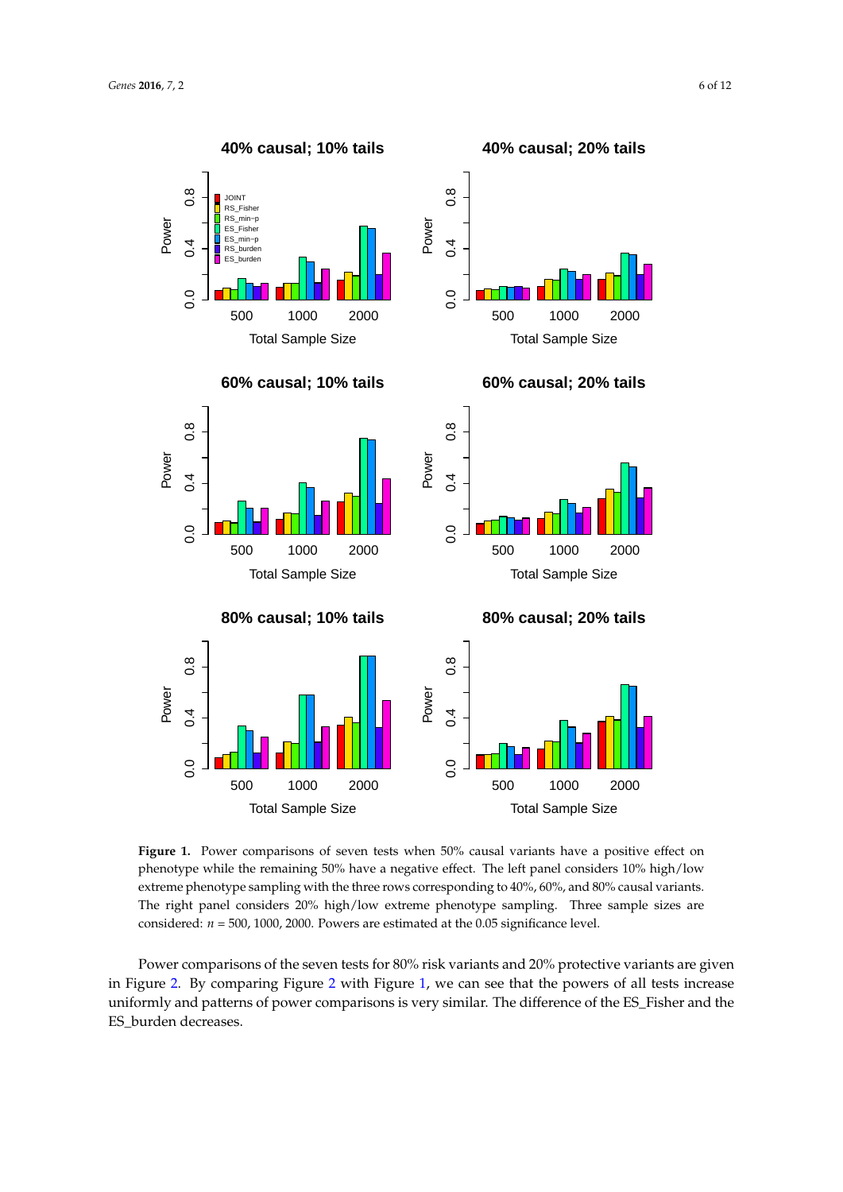**Figure 1.** Power comparisons of seven tests when 50% causal variants have a positive effect on phenotype while the remaining 50% have a negative effect. The left panel considers 10% high/low extreme phenotype sampling with the three rows corresponding to 40%, 60%, and 80% causal variants. The right panel considers 20% high/low extreme phenotype sampling. Three sample sizes are considered: $n$ = 500, 1000, 2000. Powers are estimated at the 0.05 significance level.

Power comparisons of the seven tests for 80% risk variants and 20% protective variants are given in Figure 2. By comparing Figure 2 with Figure 1, we can see that the powers of all tests increase uniformly and patterns of power comparisons is very similar. The difference of the ES_Fisher and the ES_burden decreases.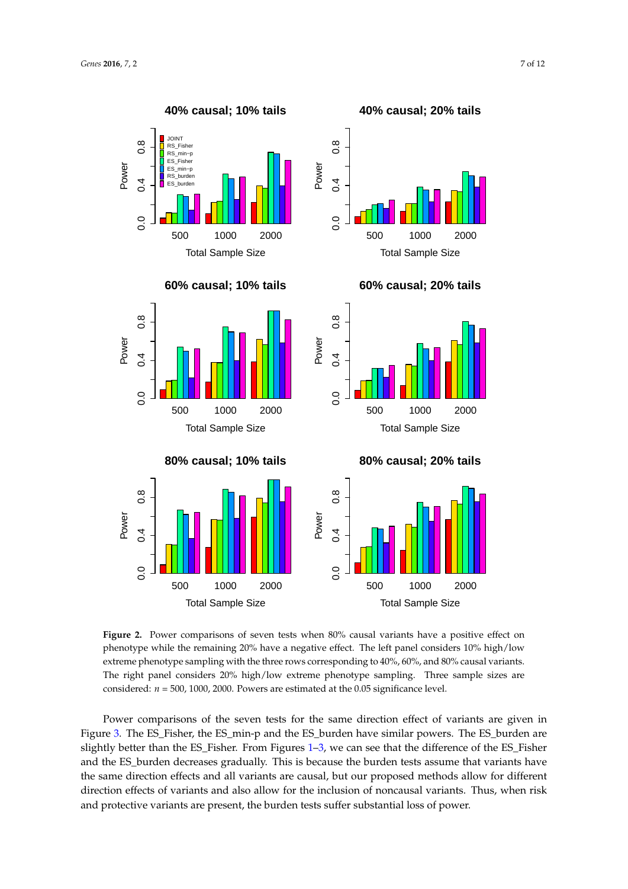**Figure 2.** Power comparisons of seven tests when 80% causal variants have a positive effect on phenotype while the remaining 20% have a negative effect. The left panel considers 10% high/low extreme phenotype sampling with the three rows corresponding to 40%, 60%, and 80% causal variants. The right panel considers 20% high/low extreme phenotype sampling. Three sample sizes are considered: $n$ = 500, 1000, 2000. Powers are estimated at the 0.05 significance level.

Power comparisons of the seven tests for the same direction effect of variants are given in Figure 3. The ES_Fisher, the ES_min-p and the ES_burden have similar powers. The ES_burden are slightly better than the ES_Fisher. From Figures 1–3, we can see that the difference of the ES_Fisher and the ES_burden decreases gradually. This is because the burden tests assume that variants have the same direction effects and all variants are causal, but our proposed methods allow for different direction effects of variants and also allow for the inclusion of noncausal variants. Thus, when risk and protective variants are present, the burden tests suffer substantial loss of power.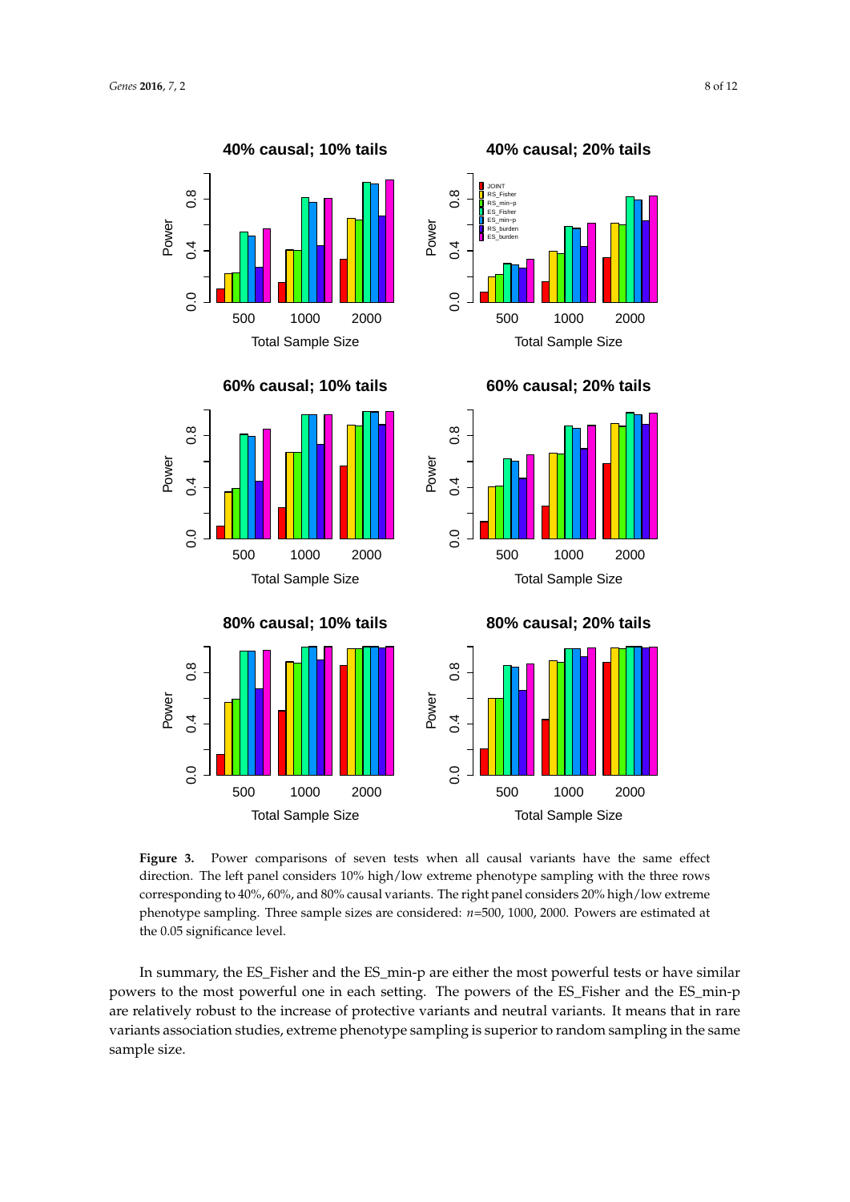**Figure 3.** Power comparisons of seven tests when all causal variants have the same effect direction. The left panel considers 10% high/low extreme phenotype sampling with the three rows corresponding to 40%, 60%, and 80% causal variants. The right panel considers 20% high/low extreme phenotype sampling. Three sample sizes are considered: $n$=500, 1000, 2000. Powers are estimated at the 0.05 significance level.

In summary, the ES_Fisher and the ES_min-p are either the most powerful tests or have similar powers to the most powerful one in each setting. The powers of the ES_Fisher and the ES_min-p are relatively robust to the increase of protective variants and neutral variants. It means that in rare variants association studies, extreme phenotype sampling is superior to random sampling in the same sample size.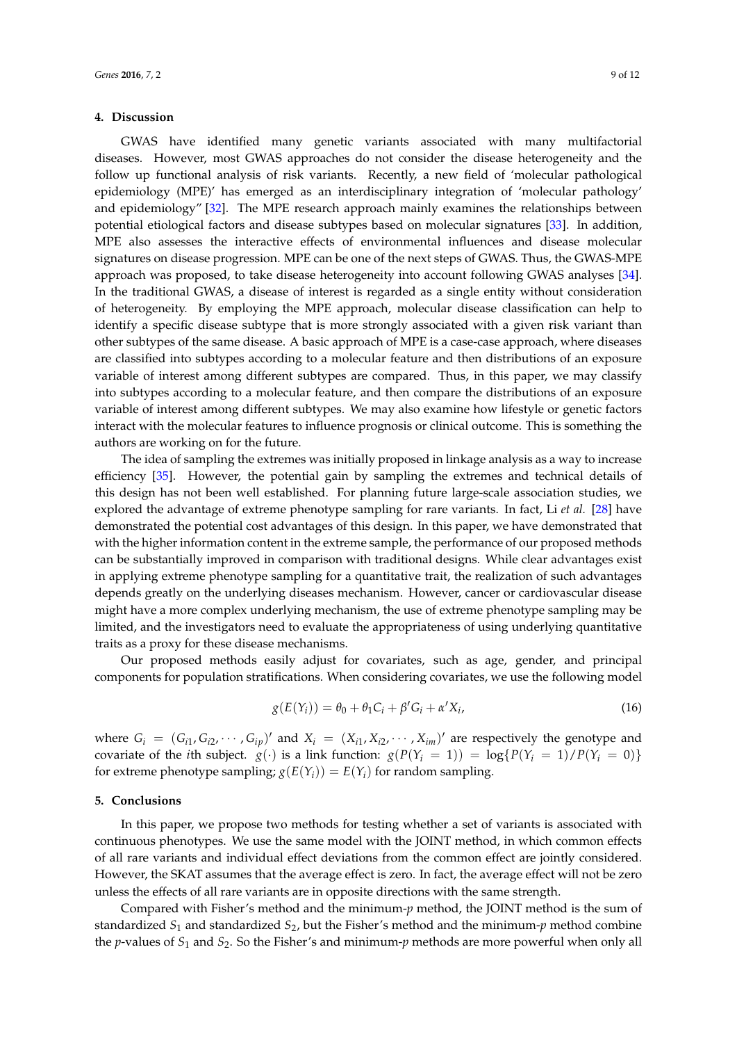## 4. Discussion

GWAS have identified many genetic variants associated with many multifactorial diseases. However, most GWAS approaches do not consider the disease heterogeneity and the follow up functional analysis of risk variants. Recently, a new field of 'molecular pathological epidemiology (MPE)' has emerged as an interdisciplinary integration of 'molecular pathology' and epidemiology" [32]. The MPE research approach mainly examines the relationships between potential etiological factors and disease subtypes based on molecular signatures [33]. In addition, MPE also assesses the interactive effects of environmental influences and disease molecular signatures on disease progression. MPE can be one of the next steps of GWAS. Thus, the GWAS-MPE approach was proposed, to take disease heterogeneity into account following GWAS analyses [34]. In the traditional GWAS, a disease of interest is regarded as a single entity without consideration of heterogeneity. By employing the MPE approach, molecular disease classification can help to identify a specific disease subtype that is more strongly associated with a given risk variant than other subtypes of the same disease. A basic approach of MPE is a case-case approach, where diseases are classified into subtypes according to a molecular feature and then distributions of an exposure variable of interest among different subtypes are compared. Thus, in this paper, we may classify into subtypes according to a molecular feature, and then compare the distributions of an exposure variable of interest among different subtypes. We may also examine how lifestyle or genetic factors interact with the molecular features to influence prognosis or clinical outcome. This is something the authors are working on for the future.

The idea of sampling the extremes was initially proposed in linkage analysis as a way to increase efficiency [35]. However, the potential gain by sampling the extremes and technical details of this design has not been well established. For planning future large-scale association studies, we explored the advantage of extreme phenotype sampling for rare variants. In fact, Li *et al.* [28] have demonstrated the potential cost advantages of this design. In this paper, we have demonstrated that with the higher information content in the extreme sample, the performance of our proposed methods can be substantially improved in comparison with traditional designs. While clear advantages exist in applying extreme phenotype sampling for a quantitative trait, the realization of such advantages depends greatly on the underlying diseases mechanism. However, cancer or cardiovascular disease might have a more complex underlying mechanism, the use of extreme phenotype sampling may be limited, and the investigators need to evaluate the appropriateness of using underlying quantitative traits as a proxy for these disease mechanisms.

Our proposed methods easily adjust for covariates, such as age, gender, and principal components for population stratifications. When considering covariates, we use the following model

$$g(E(Y_i)) = \theta_0 + \theta_1 C_i + \beta' G_i + \alpha' X_i, \tag{16}$$

where $G_i = (G_{i1}, G_{i2}, \cdots, G_{ip})'$ and $X_i = (X_{i1}, X_{i2}, \cdots, X_{im})'$ are respectively the genotype and covariate of the $i$th subject. $g(\cdot)$ is a link function: $g(P(Y_i = 1)) = \log\{P(Y_i = 1)/P(Y_i = 0)\}$ for extreme phenotype sampling; $g(E(Y_i)) = E(Y_i)$ for random sampling.

## 5. Conclusions

In this paper, we propose two methods for testing whether a set of variants is associated with continuous phenotypes. We use the same model with the JOINT method, in which common effects of all rare variants and individual effect deviations from the common effect are jointly considered. However, the SKAT assumes that the average effect is zero. In fact, the average effect will not be zero unless the effects of all rare variants are in opposite directions with the same strength.

Compared with Fisher's method and the minimum-$p$ method, the JOINT method is the sum of standardized $S_1$ and standardized $S_2$, but the Fisher's method and the minimum-$p$ method combine the $p$-values of $S_1$ and $S_2$. So the Fisher's and minimum-$p$ methods are more powerful when only all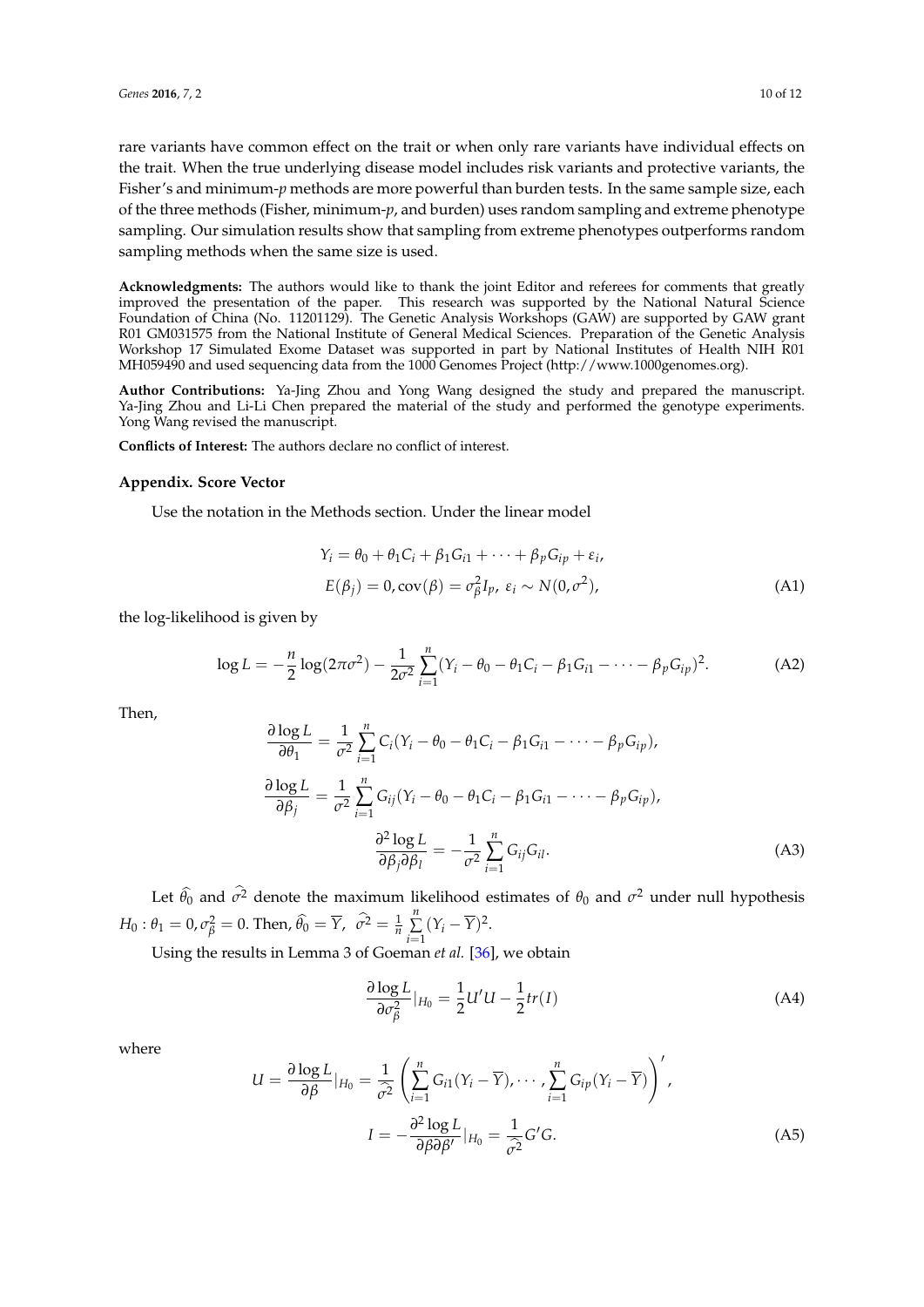rare variants have common effect on the trait or when only rare variants have individual effects on the trait. When the true underlying disease model includes risk variants and protective variants, the Fisher's and minimum-$p$ methods are more powerful than burden tests. In the same sample size, each of the three methods (Fisher, minimum-$p$, and burden) uses random sampling and extreme phenotype sampling. Our simulation results show that sampling from extreme phenotypes outperforms random sampling methods when the same size is used.

**Acknowledgments:** The authors would like to thank the joint Editor and referees for comments that greatly improved the presentation of the paper. This research was supported by the National Natural Science Foundation of China (No. 11201129). The Genetic Analysis Workshops (GAW) are supported by GAW grant R01 GM031575 from the National Institute of General Medical Sciences. Preparation of the Genetic Analysis Workshop 17 Simulated Exome Dataset was supported in part by National Institutes of Health NIH R01 MH059490 and used sequencing data from the 1000 Genomes Project (http://www.1000genomes.org).

**Author Contributions:** Ya-Jing Zhou and Yong Wang designed the study and prepared the manuscript. Ya-Jing Zhou and Li-Li Chen prepared the material of the study and performed the genotype experiments. Yong Wang revised the manuscript.

**Conflicts of Interest:** The authors declare no conflict of interest.

## Appendix. Score Vector

Use the notation in the Methods section. Under the linear model

$$
\begin{aligned}
Y_i &= \theta_0 + \theta_1 C_i + \beta_1 G_{i1} + \cdots + \beta_p G_{ip} + \varepsilon_i, \\
E(\beta_j) &= 0, \operatorname{cov}(\beta) = \sigma_\beta^2 I_p,\ \varepsilon_i \sim N(0, \sigma^2),
\end{aligned} \tag{A1}
$$

the log-likelihood is given by

$$
\log L = -\frac{n}{2}\log(2\pi\sigma^2) - \frac{1}{2\sigma^2}\sum_{i=1}^{n}(Y_i - \theta_0 - \theta_1 C_i - \beta_1 G_{i1} - \cdots - \beta_p G_{ip})^2. \tag{A2}
$$

Then,

$$
\begin{aligned}
\frac{\partial \log L}{\partial \theta_1} &= \frac{1}{\sigma^2}\sum_{i=1}^{n} C_i (Y_i - \theta_0 - \theta_1 C_i - \beta_1 G_{i1} - \cdots - \beta_p G_{ip}), \\
\frac{\partial \log L}{\partial \beta_j} &= \frac{1}{\sigma^2}\sum_{i=1}^{n} G_{ij} (Y_i - \theta_0 - \theta_1 C_i - \beta_1 G_{i1} - \cdots - \beta_p G_{ip}), \\
\frac{\partial^2 \log L}{\partial \beta_j \partial \beta_l} &= -\frac{1}{\sigma^2}\sum_{i=1}^{n} G_{ij} G_{il}.
\end{aligned} \tag{A3}
$$

Let $\widehat{\theta}_0$ and $\widehat{\sigma^2}$ denote the maximum likelihood estimates of $\theta_0$ and $\sigma^2$ under null hypothesis $H_0: \theta_1 = 0, \sigma_\beta^2 = 0$. Then, $\widehat{\theta}_0 = \overline{Y},\ \widehat{\sigma^2} = \frac{1}{n}\sum_{i=1}^{n}(Y_i - \overline{Y})^2$.

Using the results in Lemma 3 of Goeman *et al.* [36], we obtain

$$
\frac{\partial \log L}{\partial \sigma_\beta^2}|_{H_0} = \frac{1}{2}U'U - \frac{1}{2}tr(I) \tag{A4}
$$

where

$$
\begin{aligned}
U = \frac{\partial \log L}{\partial \beta}|_{H_0} &= \frac{1}{\widehat{\sigma^2}}\left(\sum_{i=1}^{n} G_{i1}(Y_i - \overline{Y}), \cdots, \sum_{i=1}^{n} G_{ip}(Y_i - \overline{Y})\right)', \\
I = -\frac{\partial^2 \log L}{\partial \beta \partial \beta'}|_{H_0} &= \frac{1}{\widehat{\sigma^2}} G'G.
\end{aligned} \tag{A5}
$$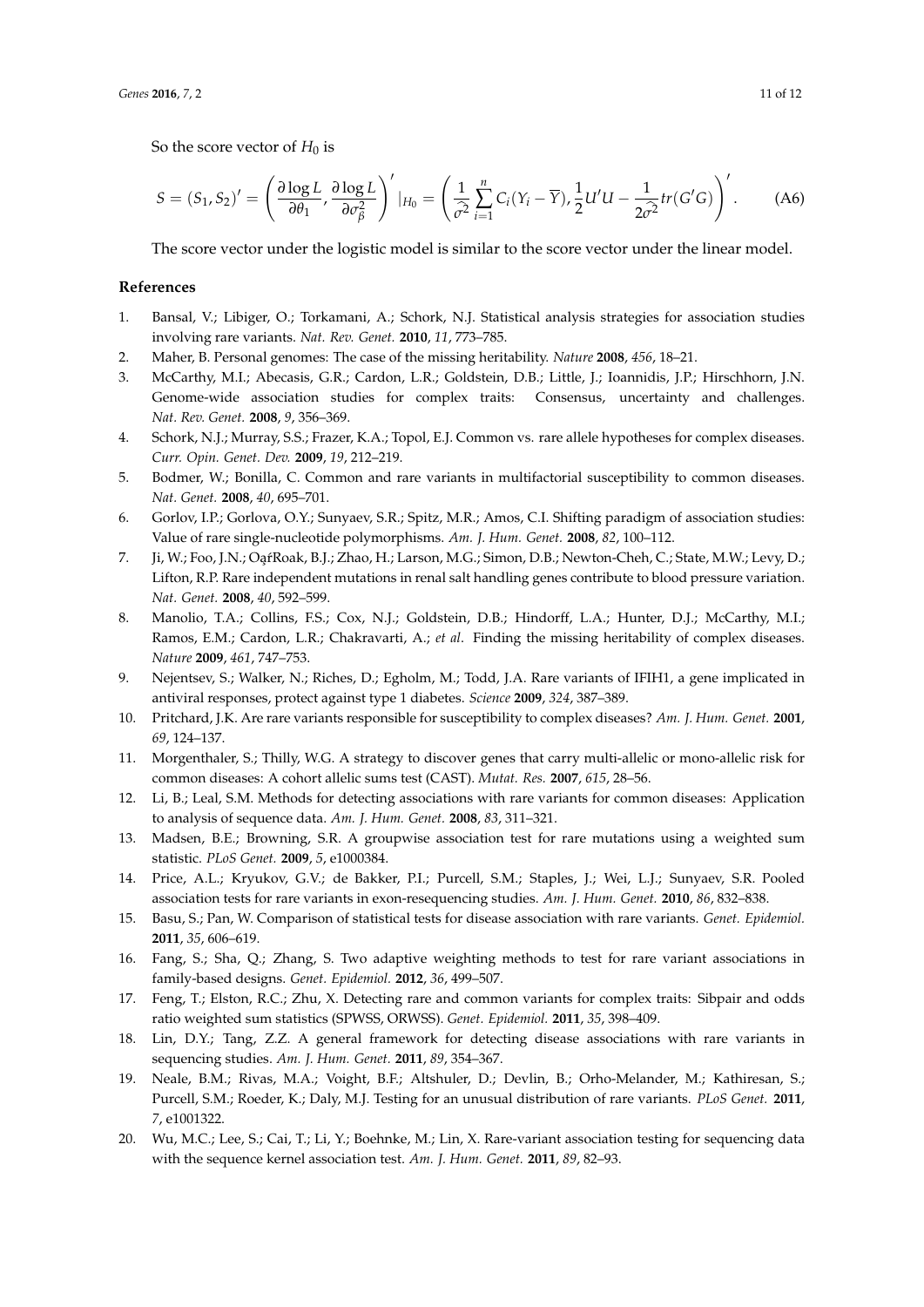So the score vector of $H_0$ is

$$S = (S_1, S_2)' = \left(\frac{\partial \log L}{\partial \theta_1}, \frac{\partial \log L}{\partial \sigma_\beta^2}\right)' |_{H_0} = \left(\frac{1}{\widehat{\sigma^2}} \sum_{i=1}^{n} C_i(Y_i - \overline{Y}), \frac{1}{2}U'U - \frac{1}{2\widehat{\sigma^2}} tr(G'G)\right)'. \tag{A6}$$

The score vector under the logistic model is similar to the score vector under the linear model.

## References

1. Bansal, V.; Libiger, O.; Torkamani, A.; Schork, N.J. Statistical analysis strategies for association studies involving rare variants. *Nat. Rev. Genet.* **2010**, *11*, 773–785.
2. Maher, B. Personal genomes: The case of the missing heritability. *Nature* **2008**, *456*, 18–21.
3. McCarthy, M.I.; Abecasis, G.R.; Cardon, L.R.; Goldstein, D.B.; Little, J.; Ioannidis, J.P.; Hirschhorn, J.N. Genome-wide association studies for complex traits: Consensus, uncertainty and challenges. *Nat. Rev. Genet.* **2008**, *9*, 356–369.
4. Schork, N.J.; Murray, S.S.; Frazer, K.A.; Topol, E.J. Common vs. rare allele hypotheses for complex diseases. *Curr. Opin. Genet. Dev.* **2009**, *19*, 212–219.
5. Bodmer, W.; Bonilla, C. Common and rare variants in multifactorial susceptibility to common diseases. *Nat. Genet.* **2008**, *40*, 695–701.
6. Gorlov, I.P.; Gorlova, O.Y.; Sunyaev, S.R.; Spitz, M.R.; Amos, C.I. Shifting paradigm of association studies: Value of rare single-nucleotide polymorphisms. *Am. J. Hum. Genet.* **2008**, *82*, 100–112.
7. Ji, W.; Foo, J.N.; OąŕRoak, B.J.; Zhao, H.; Larson, M.G.; Simon, D.B.; Newton-Cheh, C.; State, M.W.; Levy, D.; Lifton, R.P. Rare independent mutations in renal salt handling genes contribute to blood pressure variation. *Nat. Genet.* **2008**, *40*, 592–599.
8. Manolio, T.A.; Collins, F.S.; Cox, N.J.; Goldstein, D.B.; Hindorff, L.A.; Hunter, D.J.; McCarthy, M.I.; Ramos, E.M.; Cardon, L.R.; Chakravarti, A.; *et al*. Finding the missing heritability of complex diseases. *Nature* **2009**, *461*, 747–753.
9. Nejentsev, S.; Walker, N.; Riches, D.; Egholm, M.; Todd, J.A. Rare variants of IFIH1, a gene implicated in antiviral responses, protect against type 1 diabetes. *Science* **2009**, *324*, 387–389.
10. Pritchard, J.K. Are rare variants responsible for susceptibility to complex diseases? *Am. J. Hum. Genet.* **2001**, *69*, 124–137.
11. Morgenthaler, S.; Thilly, W.G. A strategy to discover genes that carry multi-allelic or mono-allelic risk for common diseases: A cohort allelic sums test (CAST). *Mutat. Res.* **2007**, *615*, 28–56.
12. Li, B.; Leal, S.M. Methods for detecting associations with rare variants for common diseases: Application to analysis of sequence data. *Am. J. Hum. Genet.* **2008**, *83*, 311–321.
13. Madsen, B.E.; Browning, S.R. A groupwise association test for rare mutations using a weighted sum statistic. *PLoS Genet.* **2009**, *5*, e1000384.
14. Price, A.L.; Kryukov, G.V.; de Bakker, P.I.; Purcell, S.M.; Staples, J.; Wei, L.J.; Sunyaev, S.R. Pooled association tests for rare variants in exon-resequencing studies. *Am. J. Hum. Genet.* **2010**, *86*, 832–838.
15. Basu, S.; Pan, W. Comparison of statistical tests for disease association with rare variants. *Genet. Epidemiol.* **2011**, *35*, 606–619.
16. Fang, S.; Sha, Q.; Zhang, S. Two adaptive weighting methods to test for rare variant associations in family-based designs. *Genet. Epidemiol.* **2012**, *36*, 499–507.
17. Feng, T.; Elston, R.C.; Zhu, X. Detecting rare and common variants for complex traits: Sibpair and odds ratio weighted sum statistics (SPWSS, ORWSS). *Genet. Epidemiol.* **2011**, *35*, 398–409.
18. Lin, D.Y.; Tang, Z.Z. A general framework for detecting disease associations with rare variants in sequencing studies. *Am. J. Hum. Genet.* **2011**, *89*, 354–367.
19. Neale, B.M.; Rivas, M.A.; Voight, B.F.; Altshuler, D.; Devlin, B.; Orho-Melander, M.; Kathiresan, S.; Purcell, S.M.; Roeder, K.; Daly, M.J. Testing for an unusual distribution of rare variants. *PLoS Genet.* **2011**, *7*, e1001322.
20. Wu, M.C.; Lee, S.; Cai, T.; Li, Y.; Boehnke, M.; Lin, X. Rare-variant association testing for sequencing data with the sequence kernel association test. *Am. J. Hum. Genet.* **2011**, *89*, 82–93.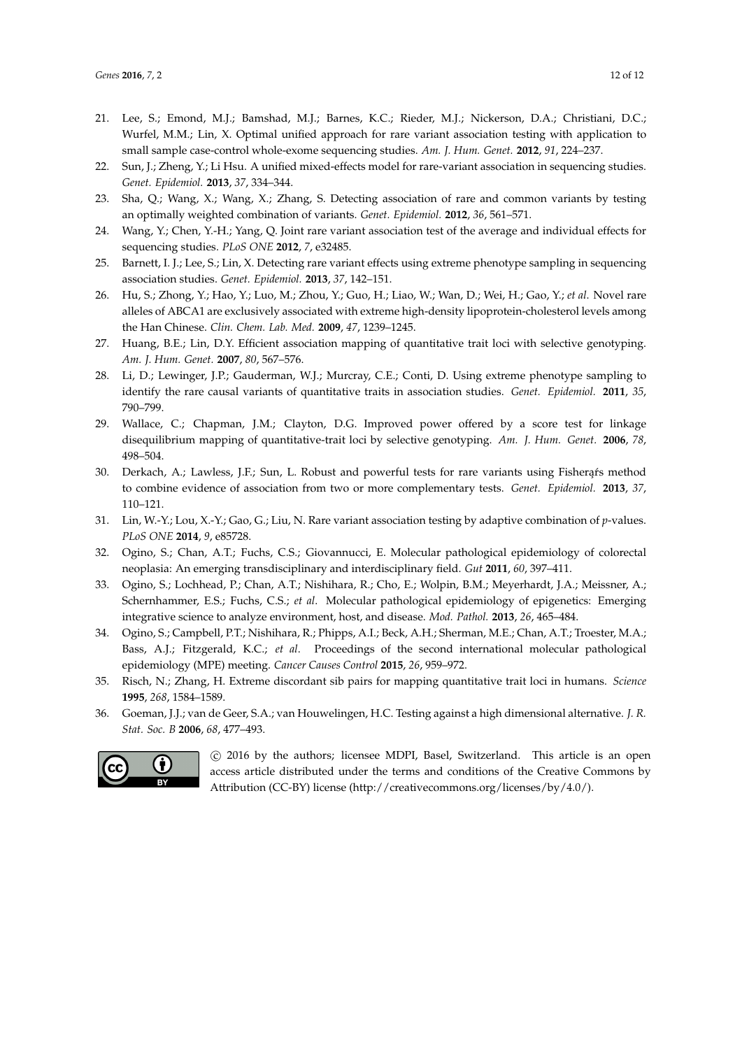21. Lee, S.; Emond, M.J.; Bamshad, M.J.; Barnes, K.C.; Rieder, M.J.; Nickerson, D.A.; Christiani, D.C.; Wurfel, M.M.; Lin, X. Optimal unified approach for rare variant association testing with application to small sample case-control whole-exome sequencing studies. *Am. J. Hum. Genet.* **2012**, *91*, 224–237.
22. Sun, J.; Zheng, Y.; Li Hsu. A unified mixed-effects model for rare-variant association in sequencing studies. *Genet. Epidemiol.* **2013**, *37*, 334–344.
23. Sha, Q.; Wang, X.; Wang, X.; Zhang, S. Detecting association of rare and common variants by testing an optimally weighted combination of variants. *Genet. Epidemiol.* **2012**, *36*, 561–571.
24. Wang, Y.; Chen, Y.-H.; Yang, Q. Joint rare variant association test of the average and individual effects for sequencing studies. *PLoS ONE* **2012**, *7*, e32485.
25. Barnett, I. J.; Lee, S.; Lin, X. Detecting rare variant effects using extreme phenotype sampling in sequencing association studies. *Genet. Epidemiol.* **2013**, *37*, 142–151.
26. Hu, S.; Zhong, Y.; Hao, Y.; Luo, M.; Zhou, Y.; Guo, H.; Liao, W.; Wan, D.; Wei, H.; Gao, Y.; *et al.* Novel rare alleles of ABCA1 are exclusively associated with extreme high-density lipoprotein-cholesterol levels among the Han Chinese. *Clin. Chem. Lab. Med.* **2009**, *47*, 1239–1245.
27. Huang, B.E.; Lin, D.Y. Efficient association mapping of quantitative trait loci with selective genotyping. *Am. J. Hum. Genet.* **2007**, *80*, 567–576.
28. Li, D.; Lewinger, J.P.; Gauderman, W.J.; Murcray, C.E.; Conti, D. Using extreme phenotype sampling to identify the rare causal variants of quantitative traits in association studies. *Genet. Epidemiol.* **2011**, *35*, 790–799.
29. Wallace, C.; Chapman, J.M.; Clayton, D.G. Improved power offered by a score test for linkage disequilibrium mapping of quantitative-trait loci by selective genotyping. *Am. J. Hum. Genet.* **2006**, *78*, 498–504.
30. Derkach, A.; Lawless, J.F.; Sun, L. Robust and powerful tests for rare variants using Fisherąŕs method to combine evidence of association from two or more complementary tests. *Genet. Epidemiol.* **2013**, *37*, 110–121.
31. Lin, W.-Y.; Lou, X.-Y.; Gao, G.; Liu, N. Rare variant association testing by adaptive combination of *p*-values. *PLoS ONE* **2014**, *9*, e85728.
32. Ogino, S.; Chan, A.T.; Fuchs, C.S.; Giovannucci, E. Molecular pathological epidemiology of colorectal neoplasia: An emerging transdisciplinary and interdisciplinary field. *Gut* **2011**, *60*, 397–411.
33. Ogino, S.; Lochhead, P.; Chan, A.T.; Nishihara, R.; Cho, E.; Wolpin, B.M.; Meyerhardt, J.A.; Meissner, A.; Schernhammer, E.S.; Fuchs, C.S.; *et al.* Molecular pathological epidemiology of epigenetics: Emerging integrative science to analyze environment, host, and disease. *Mod. Pathol.* **2013**, *26*, 465–484.
34. Ogino, S.; Campbell, P.T.; Nishihara, R.; Phipps, A.I.; Beck, A.H.; Sherman, M.E.; Chan, A.T.; Troester, M.A.; Bass, A.J.; Fitzgerald, K.C.; *et al.* Proceedings of the second international molecular pathological epidemiology (MPE) meeting. *Cancer Causes Control* **2015**, *26*, 959–972.
35. Risch, N.; Zhang, H. Extreme discordant sib pairs for mapping quantitative trait loci in humans. *Science* **1995**, *268*, 1584–1589.
36. Goeman, J.J.; van de Geer, S.A.; van Houwelingen, H.C. Testing against a high dimensional alternative. *J. R. Stat. Soc. B* **2006**, *68*, 477–493.

© 2016 by the authors; licensee MDPI, Basel, Switzerland. This article is an open access article distributed under the terms and conditions of the Creative Commons by Attribution (CC-BY) license (http://creativecommons.org/licenses/by/4.0/).